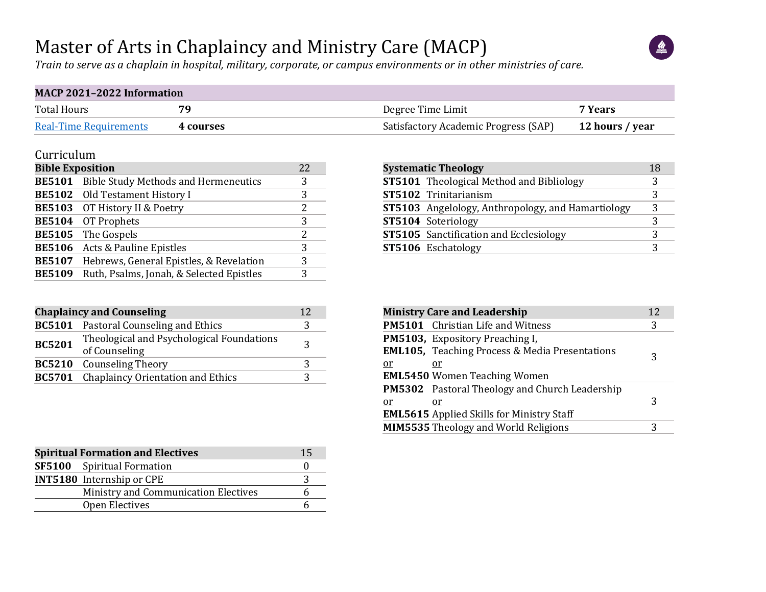# Master of Arts in Chaplaincy and Ministry Care (MACP)

*Train to serve as a chaplain in hospital, military, corporate, or campus environments or in other ministries of care.*

| **MACP 2021–2022 Information** | | | |
|---|---|---|---|
| Total Hours | **79** | Degree Time Limit | **7 Years** |
| Real-Time Requirements | **4 courses** | Satisfactory Academic Progress (SAP) | **12 hours / year** |

## Curriculum

| **Bible Exposition** | | 22 |
|---|---|---|
| **BE5101** | Bible Study Methods and Hermeneutics | 3 |
| **BE5102** | Old Testament History I | 3 |
| **BE5103** | OT History II & Poetry | 2 |
| **BE5104** | OT Prophets | 3 |
| **BE5105** | The Gospels | 2 |
| **BE5106** | Acts & Pauline Epistles | 3 |
| **BE5107** | Hebrews, General Epistles, & Revelation | 3 |
| **BE5109** | Ruth, Psalms, Jonah, & Selected Epistles | 3 |

| **Systematic Theology** | | 18 |
|---|---|---|
| **ST5101** | Theological Method and Bibliology | 3 |
| **ST5102** | Trinitarianism | 3 |
| **ST5103** | Angelology, Anthropology, and Hamartiology | 3 |
| **ST5104** | Soteriology | 3 |
| **ST5105** | Sanctification and Ecclesiology | 3 |
| **ST5106** | Eschatology | 3 |

| **Chaplaincy and Counseling** | | 12 |
|---|---|---|
| **BC5101** | Pastoral Counseling and Ethics | 3 |
| **BC5201** | Theological and Psychological Foundations of Counseling | 3 |
| **BC5210** | Counseling Theory | 3 |
| **BC5701** | Chaplaincy Orientation and Ethics | 3 |

| **Ministry Care and Leadership** | | 12 |
|---|---|---|
| **PM5101** | Christian Life and Witness | 3 |
| **PM5103**, **EML105**, or **EML5450** | Expository Preaching I, Teaching Process & Media Presentations or Women Teaching Women | 3 |
| **PM5302** or **EML5615** | Pastoral Theology and Church Leadership or Applied Skills for Ministry Staff | 3 |
| **MIM5535** | Theology and World Religions | 3 |

| **Spiritual Formation and Electives** | | 15 |
|---|---|---|
| **SF5100** | Spiritual Formation | 0 |
| **INT5180** | Internship or CPE | 3 |
| | Ministry and Communication Electives | 6 |
| | Open Electives | 6 |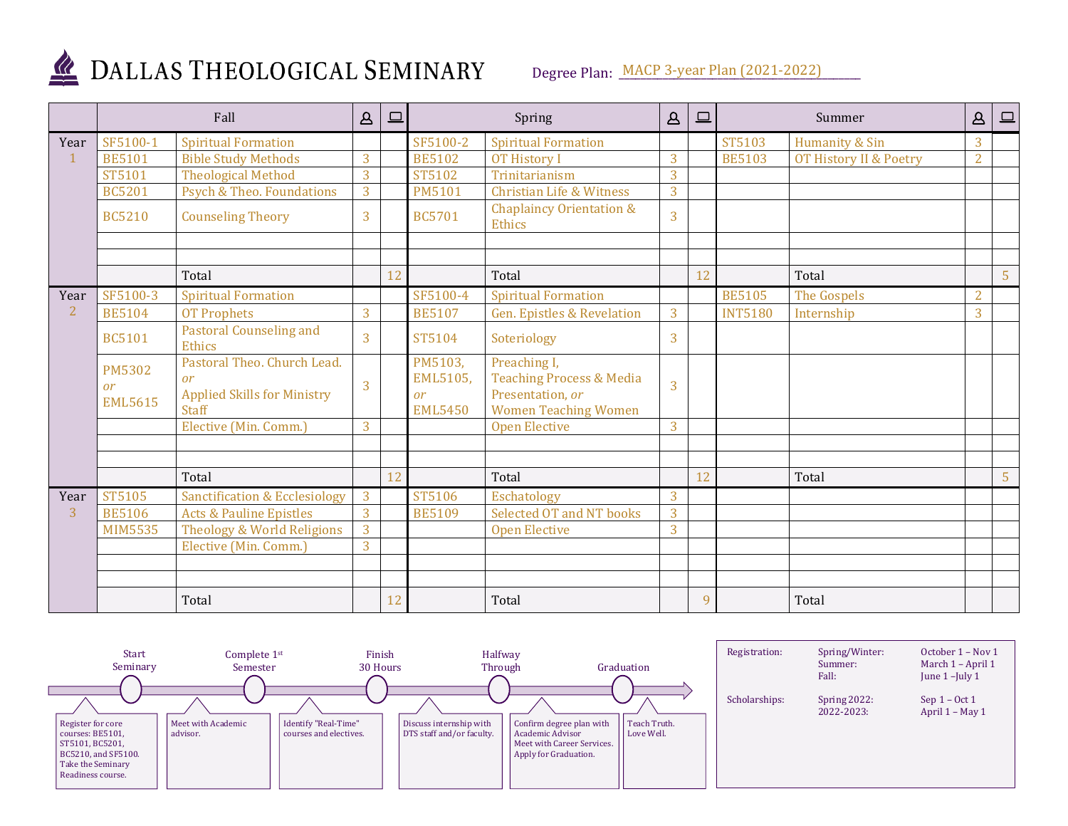# DALLAS THEOLOGICAL SEMINARY

Degree Plan: MACP 3-year Plan (2021-2022)

| | Fall | | In-person | Online | Spring | | In-person | Online | Summer | | In-person | Online |
|---|---|---|---|---|---|---|---|---|---|---|---|---|
| Year 1 | SF5100-1 | Spiritual Formation | | | SF5100-2 | Spiritual Formation | | | ST5103 | Humanity & Sin | 3 | |
| | BE5101 | Bible Study Methods | 3 | | BE5102 | OT History I | 3 | | BE5103 | OT History II & Poetry | 2 | |
| | ST5101 | Theological Method | 3 | | ST5102 | Trinitarianism | 3 | | | | | |
| | BC5201 | Psych & Theo. Foundations | 3 | | PM5101 | Christian Life & Witness | 3 | | | | | |
| | BC5210 | Counseling Theory | 3 | | BC5701 | Chaplaincy Orientation & Ethics | 3 | | | | | |
| | | | | | | | | | | | | |
| | | | | | | | | | | | | |
| | | Total | | 12 | | Total | | 12 | | Total | | 5 |
| Year 2 | SF5100-3 | Spiritual Formation | | | SF5100-4 | Spiritual Formation | | | BE5105 | The Gospels | 2 | |
| | BE5104 | OT Prophets | 3 | | BE5107 | Gen. Epistles & Revelation | 3 | | INT5180 | Internship | 3 | |
| | BC5101 | Pastoral Counseling and Ethics | 3 | | ST5104 | Soteriology | 3 | | | | | |
| | PM5302 *or* EML5615 | Pastoral Theo. Church Lead. *or* Applied Skills for Ministry Staff | 3 | | PM5103, EML5105, *or* EML5450 | Preaching I, Teaching Process & Media Presentation, *or* Women Teaching Women | 3 | | | | | |
| | | Elective (Min. Comm.) | 3 | | | Open Elective | 3 | | | | | |
| | | | | | | | | | | | | |
| | | | | | | | | | | | | |
| | | Total | | 12 | | Total | | 12 | | Total | | 5 |
| Year 3 | ST5105 | Sanctification & Ecclesiology | 3 | | ST5106 | Eschatology | 3 | | | | | |
| | BE5106 | Acts & Pauline Epistles | 3 | | BE5109 | Selected OT and NT books | 3 | | | | | |
| | MIM5535 | Theology & World Religions | 3 | | | Open Elective | 3 | | | | | |
| | | Elective (Min. Comm.) | 3 | | | | | | | | | |
| | | | | | | | | | | | | |
| | | | | | | | | | | | | |
| | | Total | | 12 | | Total | | 9 | | Total | | |

**Timeline:**

- **Start Seminary** — Register for core courses: BE5101, ST5101, BC5201, BC5210, and SF5100. Take the Seminary Readiness course.
- **Complete 1st Semester** — Meet with Academic advisor.
- **Finish 30 Hours** — Identify "Real-Time" courses and electives.
- **Halfway Through** — Discuss internship with DTS staff and/or faculty.
- **Graduation** — Confirm degree plan with Academic Advisor. Meet with Career Services. Apply for Graduation.
- Teach Truth. Love Well.

| | | |
|---|---|---|
| Registration: | Spring/Winter: | October 1 – Nov 1 |
| | Summer: | March 1 – April 1 |
| | Fall: | June 1 – July 1 |
| Scholarships: | Spring 2022: | Sep 1 – Oct 1 |
| | 2022-2023: | April 1 – May 1 |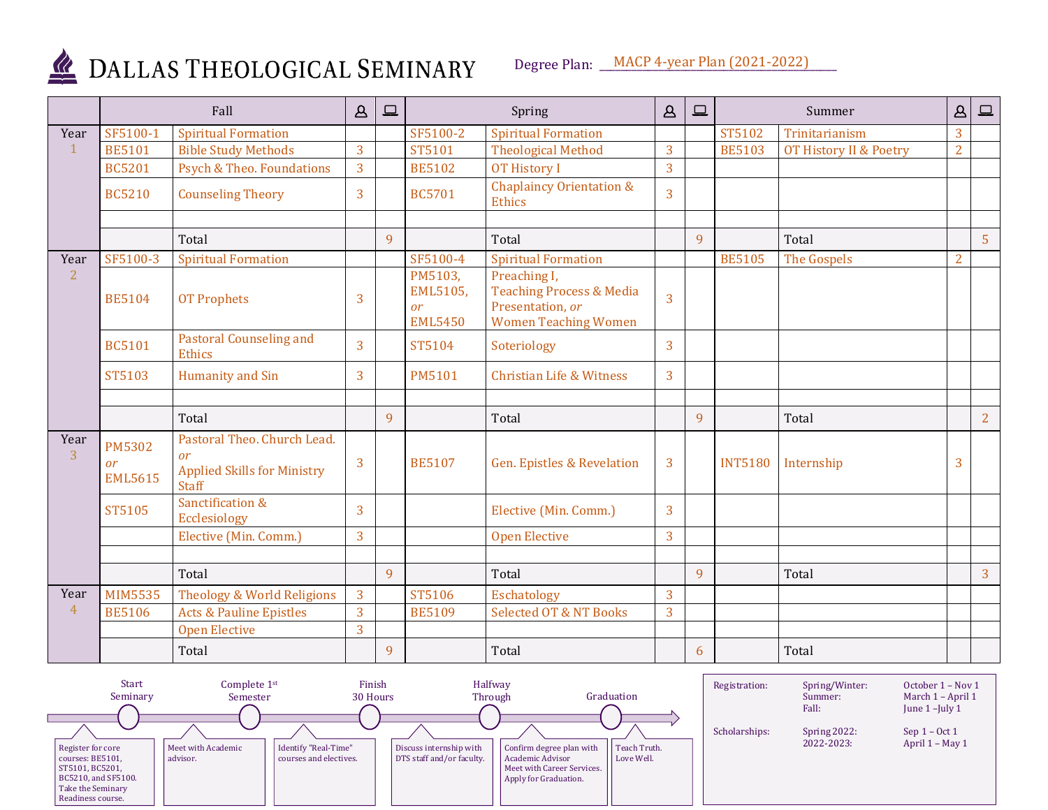# DALLAS THEOLOGICAL SEMINARY

Degree Plan: MACP 4-year Plan (2021-2022)

| | Fall | | 👤 | 💻 | Spring | | 👤 | 💻 | Summer | | 👤 | 💻 |
|---|---|---|---|---|---|---|---|---|---|---|---|---|
| Year 1 | SF5100-1 | Spiritual Formation | | | SF5100-2 | Spiritual Formation | | | ST5102 | Trinitarianism | 3 | |
| | BE5101 | Bible Study Methods | 3 | | ST5101 | Theological Method | 3 | | BE5103 | OT History II & Poetry | 2 | |
| | BC5201 | Psych & Theo. Foundations | 3 | | BE5102 | OT History I | 3 | | | | | |
| | BC5210 | Counseling Theory | 3 | | BC5701 | Chaplaincy Orientation & Ethics | 3 | | | | | |
| | | | | | | | | | | | | |
| | | Total | | 9 | | Total | | 9 | | Total | | 5 |
| Year 2 | SF5100-3 | Spiritual Formation | | | SF5100-4 | Spiritual Formation | | | BE5105 | The Gospels | 2 | |
| | BE5104 | OT Prophets | 3 | | PM5103, EML5105, *or* EML5450 | Preaching I, Teaching Process & Media Presentation, *or* Women Teaching Women | 3 | | | | | |
| | BC5101 | Pastoral Counseling and Ethics | 3 | | ST5104 | Soteriology | 3 | | | | | |
| | ST5103 | Humanity and Sin | 3 | | PM5101 | Christian Life & Witness | 3 | | | | | |
| | | | | | | | | | | | | |
| | | Total | | 9 | | Total | | 9 | | Total | | 2 |
| Year 3 | PM5302 *or* EML5615 | Pastoral Theo. Church Lead. *or* Applied Skills for Ministry Staff | 3 | | BE5107 | Gen. Epistles & Revelation | 3 | | INT5180 | Internship | 3 | |
| | ST5105 | Sanctification & Ecclesiology | 3 | | | Elective (Min. Comm.) | 3 | | | | | |
| | | Elective (Min. Comm.) | 3 | | | Open Elective | 3 | | | | | |
| | | | | | | | | | | | | |
| | | Total | | 9 | | Total | | 9 | | Total | | 3 |
| Year 4 | MIM5535 | Theology & World Religions | 3 | | ST5106 | Eschatology | 3 | | | | | |
| | BE5106 | Acts & Pauline Epistles | 3 | | BE5109 | Selected OT & NT Books | 3 | | | | | |
| | | Open Elective | 3 | | | | | | | | | |
| | | Total | | 9 | | Total | | 6 | | Total | | |

**Start Seminary:** Register for core courses: BE5101, ST5101, BC5201, BC5210, and SF5100. Take the Seminary Readiness course.

**Complete 1st Semester:** Meet with Academic advisor.

**Finish 30 Hours:** Identify "Real-Time" courses and electives.

**Halfway Through:** Discuss internship with DTS staff and/or faculty.

**Graduation:** Confirm degree plan with Academic Advisor. Meet with Career Services. Apply for Graduation.

Teach Truth. Love Well.

| | | |
|---|---|---|
| Registration: | Spring/Winter: | October 1 – Nov 1 |
| | Summer: | March 1 – April 1 |
| | Fall: | June 1 – July 1 |
| Scholarships: | Spring 2022: | Sep 1 – Oct 1 |
| | 2022-2023: | April 1 – May 1 |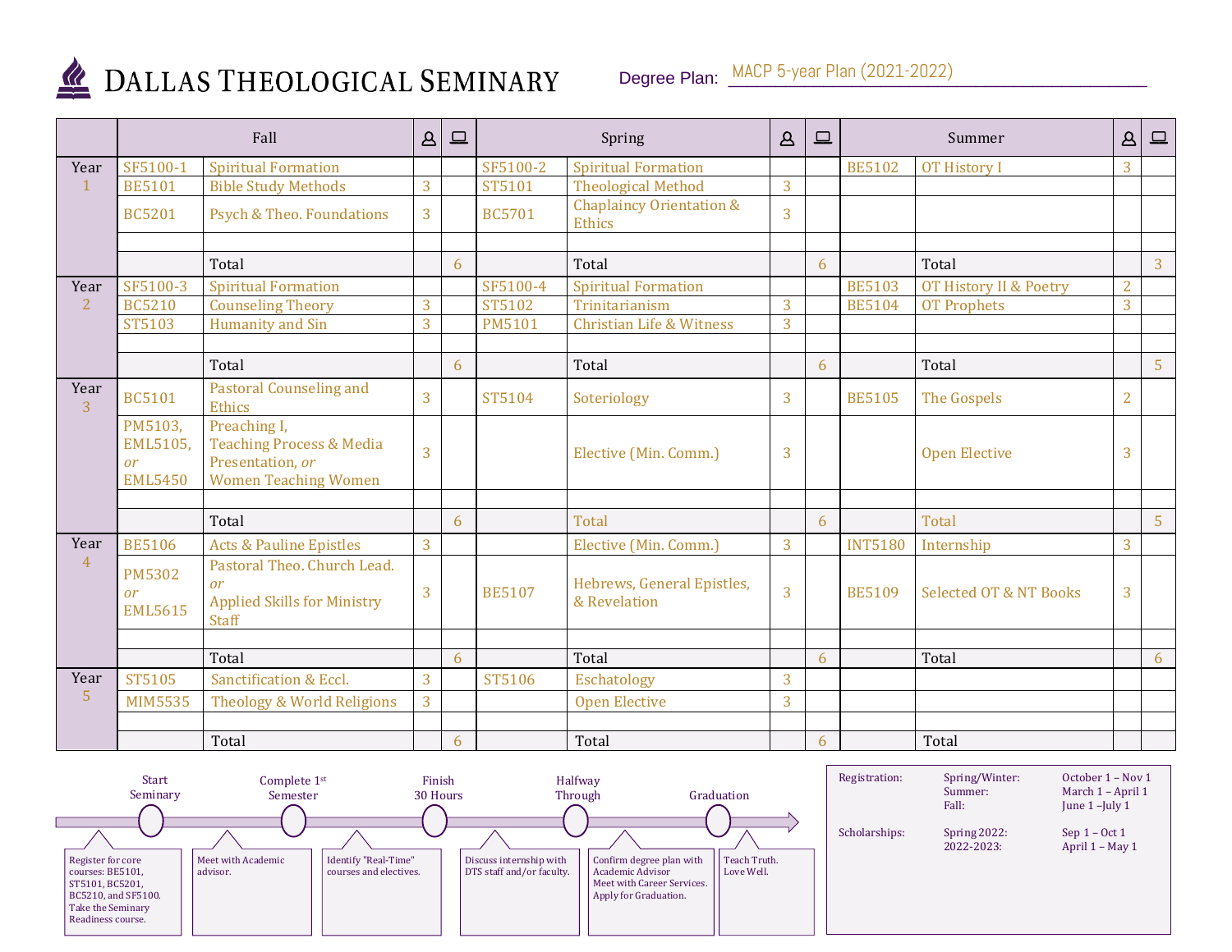# Dallas Theological Seminary

**Degree Plan:** MACP 5-year Plan (2021-2022)

| | Fall | | In-person | Online | Spring | | In-person | Online | Summer | | In-person | Online |
|---|---|---|---|---|---|---|---|---|---|---|---|---|
| **Year 1** | SF5100-1 | Spiritual Formation | | | SF5100-2 | Spiritual Formation | | | BE5102 | OT History I | 3 | |
| | BE5101 | Bible Study Methods | 3 | | ST5101 | Theological Method | 3 | | | | | |
| | BC5201 | Psych & Theo. Foundations | 3 | | BC5701 | Chaplaincy Orientation & Ethics | 3 | | | | | |
| | | | | | | | | | | | | |
| | | Total | | 6 | | Total | | 6 | | Total | | 3 |
| **Year 2** | SF5100-3 | Spiritual Formation | | | SF5100-4 | Spiritual Formation | | | BE5103 | OT History II & Poetry | 2 | |
| | BC5210 | Counseling Theory | 3 | | ST5102 | Trinitarianism | 3 | | BE5104 | OT Prophets | 3 | |
| | ST5103 | Humanity and Sin | 3 | | PM5101 | Christian Life & Witness | 3 | | | | | |
| | | | | | | | | | | | | |
| | | Total | | 6 | | Total | | 6 | | Total | | 5 |
| **Year 3** | BC5101 | Pastoral Counseling and Ethics | 3 | | ST5104 | Soteriology | 3 | | BE5105 | The Gospels | 2 | |
| | PM5103, EML5105, *or* EML5450 | Preaching I, Teaching Process & Media Presentation, *or* Women Teaching Women | 3 | | | Elective (Min. Comm.) | 3 | | | Open Elective | 3 | |
| | | | | | | | | | | | | |
| | | Total | | 6 | | Total | | 6 | | Total | | 5 |
| **Year 4** | BE5106 | Acts & Pauline Epistles | 3 | | | Elective (Min. Comm.) | 3 | | INT5180 | Internship | 3 | |
| | PM5302 *or* EML5615 | Pastoral Theo. Church Lead. *or* Applied Skills for Ministry Staff | 3 | | BE5107 | Hebrews, General Epistles, & Revelation | 3 | | BE5109 | Selected OT & NT Books | 3 | |
| | | | | | | | | | | | | |
| | | Total | | 6 | | Total | | 6 | | Total | | 6 |
| **Year 5** | ST5105 | Sanctification & Eccl. | 3 | | ST5106 | Eschatology | 3 | | | | | |
| | MIM5535 | Theology & World Religions | 3 | | | Open Elective | 3 | | | | | |
| | | | | | | | | | | | | |
| | | Total | | 6 | | Total | | 6 | | Total | | |

**Start Seminary:** Register for core courses: BE5101, ST5101, BC5201, BC5210, and SF5100. Take the Seminary Readiness course.

**Complete 1st Semester:** Meet with Academic advisor.

**Finish 30 Hours:** Identify "Real-Time" courses and electives.

**Halfway Through:** Discuss internship with DTS staff and/or faculty.

**Graduation:** Confirm degree plan with Academic Advisor. Meet with Career Services. Apply for Graduation.

Teach Truth. Love Well.

| | | |
|---|---|---|
| Registration: | Spring/Winter: | October 1 – Nov 1 |
| | Summer: | March 1 – April 1 |
| | Fall: | June 1 – July 1 |
| Scholarships: | Spring 2022: | Sep 1 – Oct 1 |
| | 2022-2023: | April 1 – May 1 |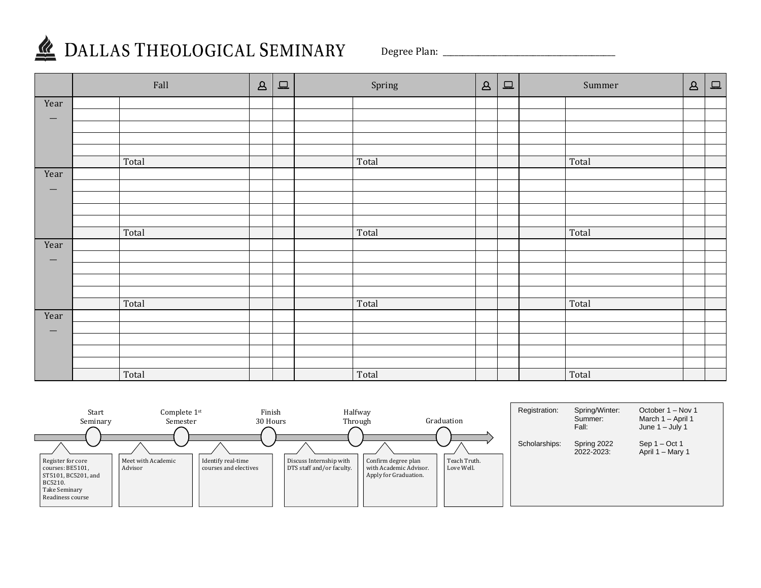# DALLAS THEOLOGICAL SEMINARY

Degree Plan: ________________________________

| | Fall | | 👤 | 💻 | Spring | | 👤 | 💻 | Summer | | 👤 | 💻 |
|---|---|---|---|---|---|---|---|---|---|---|---|---|
| Year __ | | | | | | | | | | | | |
| | | | | | | | | | | | | |
| | | | | | | | | | | | | |
| | | | | | | | | | | | | |
| | | | | | | | | | | | | |
| | | Total | | | | Total | | | | Total | | |
| Year __ | | | | | | | | | | | | |
| | | | | | | | | | | | | |
| | | | | | | | | | | | | |
| | | | | | | | | | | | | |
| | | | | | | | | | | | | |
| | | Total | | | | Total | | | | Total | | |
| Year __ | | | | | | | | | | | | |
| | | | | | | | | | | | | |
| | | | | | | | | | | | | |
| | | | | | | | | | | | | |
| | | | | | | | | | | | | |
| | | Total | | | | Total | | | | Total | | |
| Year __ | | | | | | | | | | | | |
| | | | | | | | | | | | | |
| | | | | | | | | | | | | |
| | | | | | | | | | | | | |
| | | | | | | | | | | | | |
| | | Total | | | | Total | | | | Total | | |

Start Seminary → Complete 1st Semester → Finish 30 Hours → Halfway Through → Graduation

- **Start Seminary:** Register for core courses: BE5101, ST5101, BC5201, and BC5210. Take Seminary Readiness course
- **Complete 1st Semester:** Meet with Academic Advisor
- **Finish 30 Hours:** Identify real-time courses and electives
- **Halfway Through:** Discuss Internship with DTS staff and/or faculty.
- Confirm degree plan with Academic Advisor. Apply for Graduation.
- **Graduation:** Teach Truth. Love Well.

| | | |
|---|---|---|
| Registration: | Spring/Winter: | October 1 – Nov 1 |
| | Summer: | March 1 – April 1 |
| | Fall: | June 1 – July 1 |
| Scholarships: | Spring 2022 | Sep 1 – Oct 1 |
| | 2022-2023: | April 1 – Mary 1 |